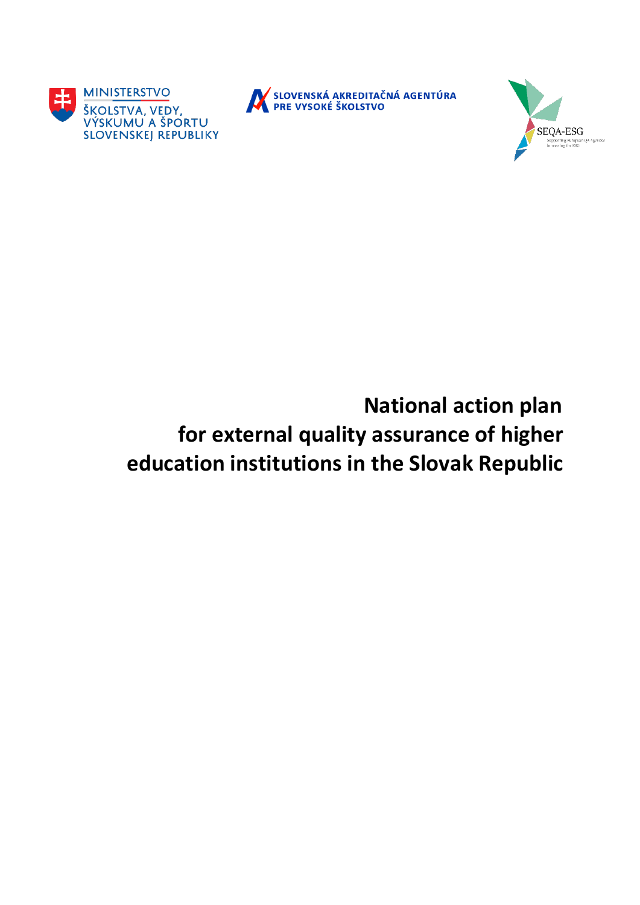MINISTERSTVO ŠKOLSTVA, VEDY, VÝSKUMU A ŠPORTU SLOVENSKEJ REPUBLIKY

SLOVENSKÁ AKREDITAČNÁ AGENTÚRA PRE VYSOKÉ ŠKOLSTVO

SEQA-ESG

# National action plan for external quality assurance of higher education institutions in the Slovak Republic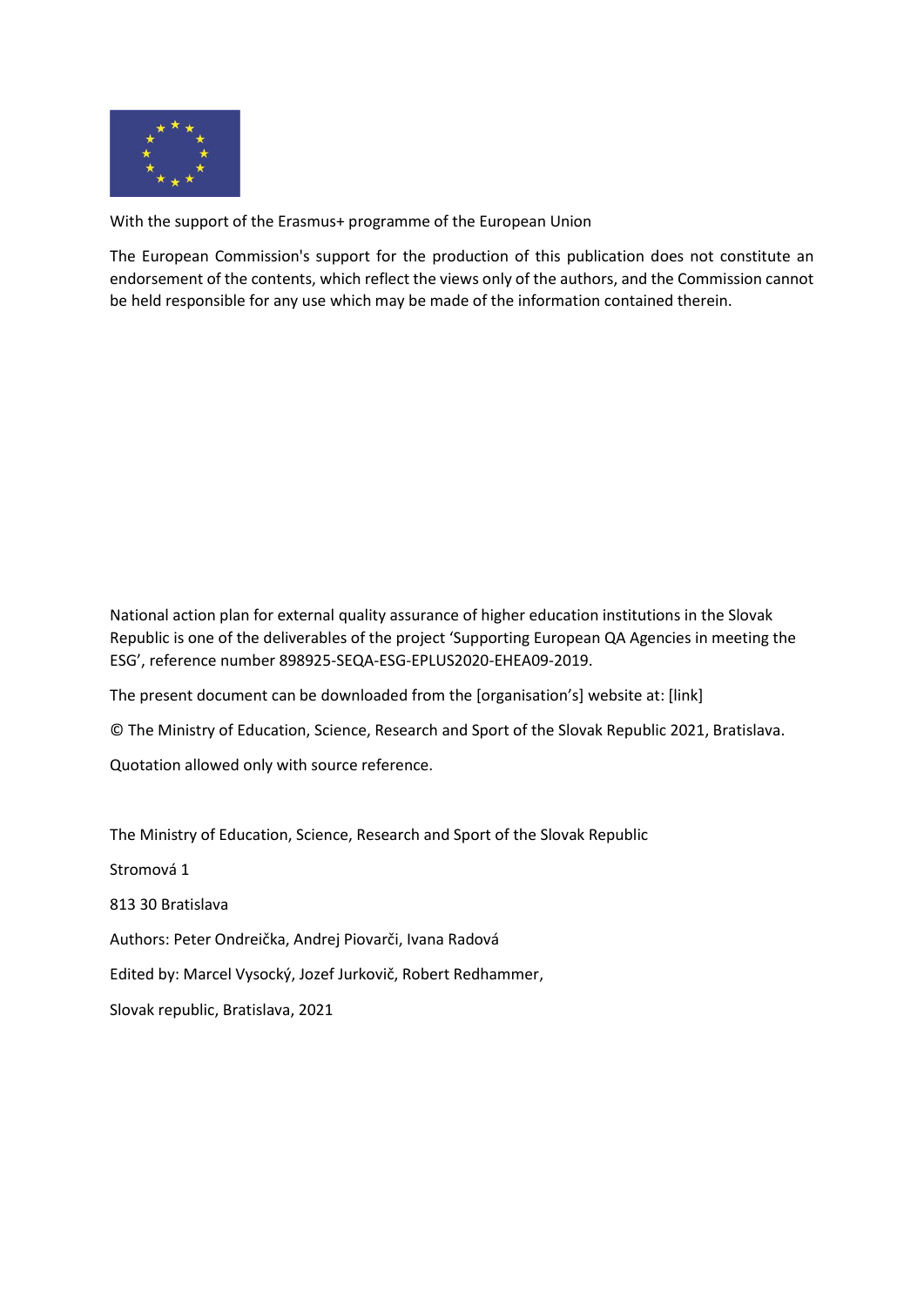With the support of the Erasmus+ programme of the European Union

The European Commission's support for the production of this publication does not constitute an endorsement of the contents, which reflect the views only of the authors, and the Commission cannot be held responsible for any use which may be made of the information contained therein.

National action plan for external quality assurance of higher education institutions in the Slovak Republic is one of the deliverables of the project 'Supporting European QA Agencies in meeting the ESG', reference number 898925-SEQA-ESG-EPLUS2020-EHEA09-2019.

The present document can be downloaded from the [organisation's] website at: [link]

© The Ministry of Education, Science, Research and Sport of the Slovak Republic 2021, Bratislava.

Quotation allowed only with source reference.

The Ministry of Education, Science, Research and Sport of the Slovak Republic

Stromová 1

813 30 Bratislava

Authors: Peter Ondreička, Andrej Piovarči, Ivana Radová

Edited by: Marcel Vysocký, Jozef Jurkovič, Robert Redhammer,

Slovak republic, Bratislava, 2021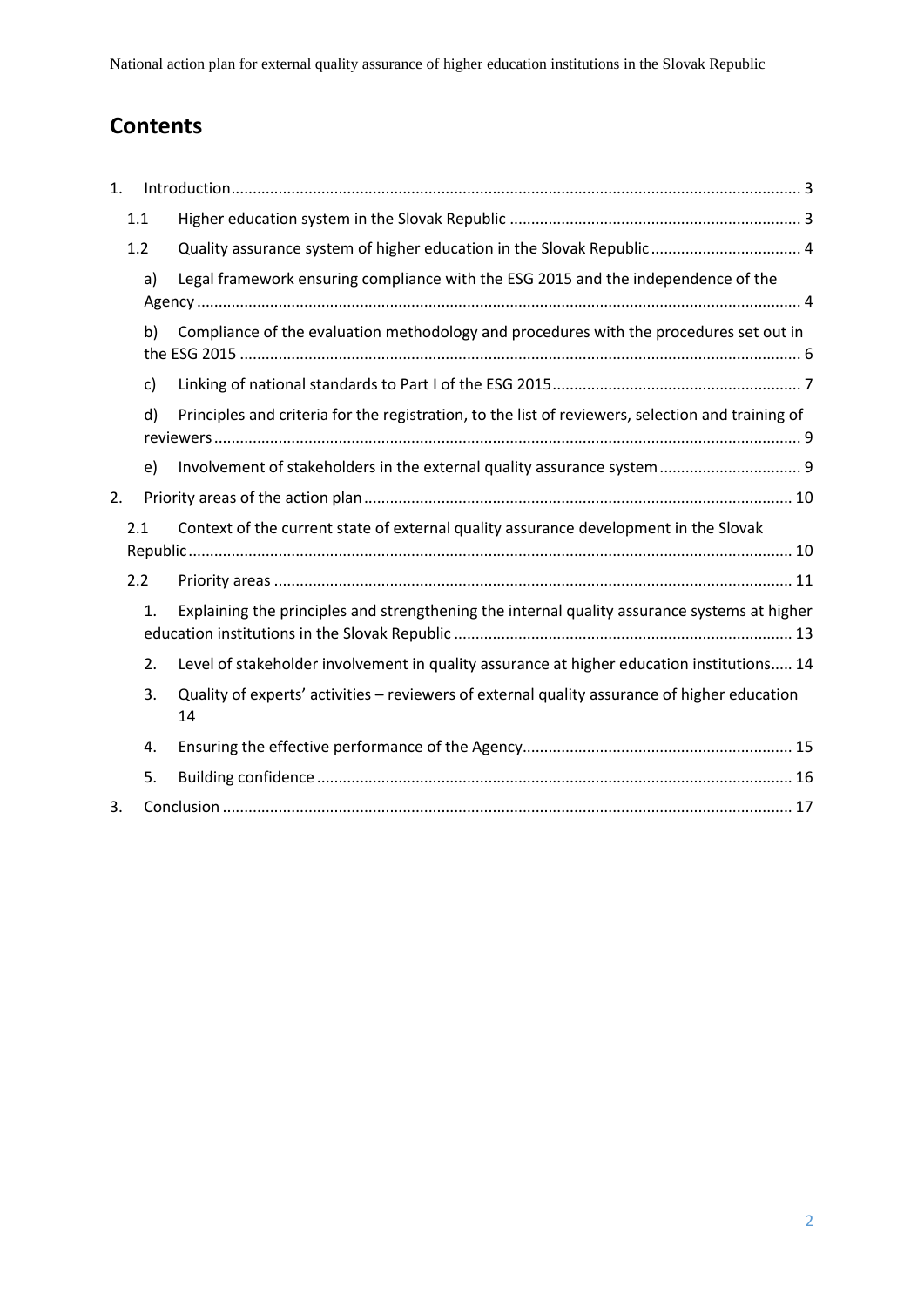# Contents

1. Introduction ... 3
   - 1.1 Higher education system in the Slovak Republic ... 3
   - 1.2 Quality assurance system of higher education in the Slovak Republic ... 4
     - a) Legal framework ensuring compliance with the ESG 2015 and the independence of the Agency ... 4
     - b) Compliance of the evaluation methodology and procedures with the procedures set out in the ESG 2015 ... 6
     - c) Linking of national standards to Part I of the ESG 2015 ... 7
     - d) Principles and criteria for the registration, to the list of reviewers, selection and training of reviewers ... 9
     - e) Involvement of stakeholders in the external quality assurance system ... 9
2. Priority areas of the action plan ... 10
   - 2.1 Context of the current state of external quality assurance development in the Slovak Republic ... 10
   - 2.2 Priority areas ... 11
     1. Explaining the principles and strengthening the internal quality assurance systems at higher education institutions in the Slovak Republic ... 13
     2. Level of stakeholder involvement in quality assurance at higher education institutions ... 14
     3. Quality of experts' activities – reviewers of external quality assurance of higher education 14
     4. Ensuring the effective performance of the Agency ... 15
     5. Building confidence ... 16
3. Conclusion ... 17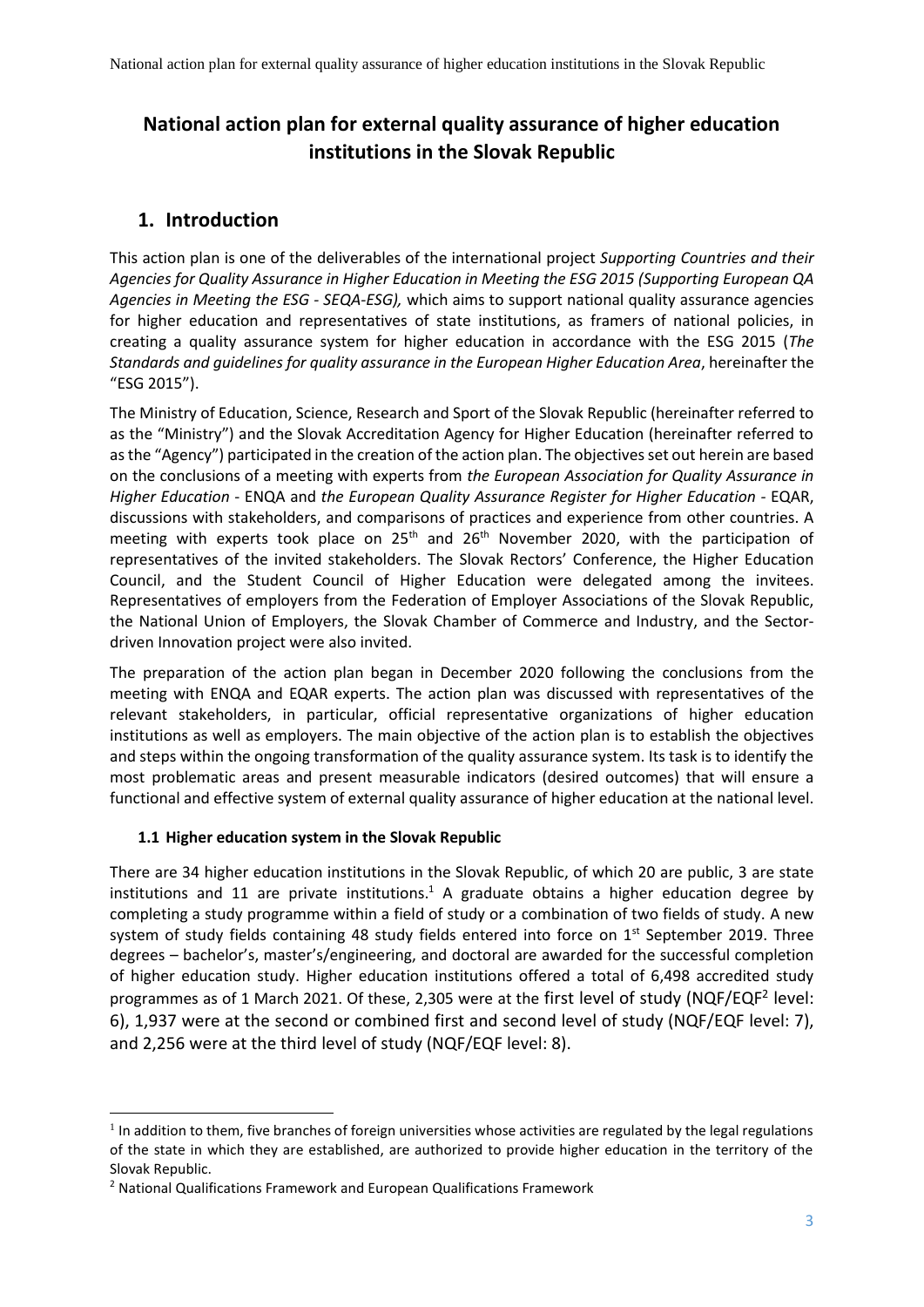# National action plan for external quality assurance of higher education institutions in the Slovak Republic

## 1. Introduction

This action plan is one of the deliverables of the international project *Supporting Countries and their Agencies for Quality Assurance in Higher Education in Meeting the ESG 2015 (Supporting European QA Agencies in Meeting the ESG - SEQA-ESG),* which aims to support national quality assurance agencies for higher education and representatives of state institutions, as framers of national policies, in creating a quality assurance system for higher education in accordance with the ESG 2015 (*The Standards and guidelines for quality assurance in the European Higher Education Area*, hereinafter the "ESG 2015").

The Ministry of Education, Science, Research and Sport of the Slovak Republic (hereinafter referred to as the "Ministry") and the Slovak Accreditation Agency for Higher Education (hereinafter referred to as the "Agency") participated in the creation of the action plan. The objectives set out herein are based on the conclusions of a meeting with experts from *the European Association for Quality Assurance in Higher Education* - ENQA and *the European Quality Assurance Register for Higher Education* - EQAR, discussions with stakeholders, and comparisons of practices and experience from other countries. A meeting with experts took place on 25th and 26th November 2020, with the participation of representatives of the invited stakeholders. The Slovak Rectors' Conference, the Higher Education Council, and the Student Council of Higher Education were delegated among the invitees. Representatives of employers from the Federation of Employer Associations of the Slovak Republic, the National Union of Employers, the Slovak Chamber of Commerce and Industry, and the Sector-driven Innovation project were also invited.

The preparation of the action plan began in December 2020 following the conclusions from the meeting with ENQA and EQAR experts. The action plan was discussed with representatives of the relevant stakeholders, in particular, official representative organizations of higher education institutions as well as employers. The main objective of the action plan is to establish the objectives and steps within the ongoing transformation of the quality assurance system. Its task is to identify the most problematic areas and present measurable indicators (desired outcomes) that will ensure a functional and effective system of external quality assurance of higher education at the national level.

### 1.1 Higher education system in the Slovak Republic

There are 34 higher education institutions in the Slovak Republic, of which 20 are public, 3 are state institutions and 11 are private institutions.[1] A graduate obtains a higher education degree by completing a study programme within a field of study or a combination of two fields of study. A new system of study fields containing 48 study fields entered into force on 1st September 2019. Three degrees – bachelor's, master's/engineering, and doctoral are awarded for the successful completion of higher education study. Higher education institutions offered a total of 6,498 accredited study programmes as of 1 March 2021. Of these, 2,305 were at the first level of study (NQF/EQF[2] level: 6), 1,937 were at the second or combined first and second level of study (NQF/EQF level: 7), and 2,256 were at the third level of study (NQF/EQF level: 8).

---

[1] In addition to them, five branches of foreign universities whose activities are regulated by the legal regulations of the state in which they are established, are authorized to provide higher education in the territory of the Slovak Republic.

[2] National Qualifications Framework and European Qualifications Framework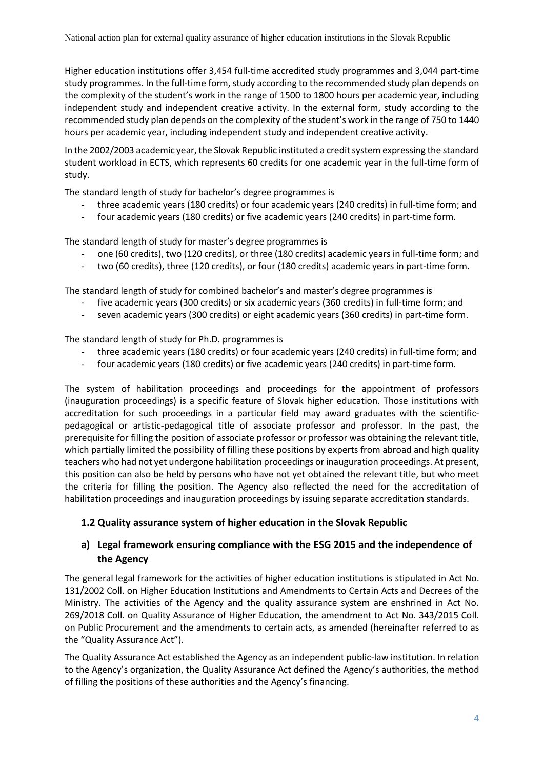Higher education institutions offer 3,454 full-time accredited study programmes and 3,044 part-time study programmes. In the full-time form, study according to the recommended study plan depends on the complexity of the student's work in the range of 1500 to 1800 hours per academic year, including independent study and independent creative activity. In the external form, study according to the recommended study plan depends on the complexity of the student's work in the range of 750 to 1440 hours per academic year, including independent study and independent creative activity.

In the 2002/2003 academic year, the Slovak Republic instituted a credit system expressing the standard student workload in ECTS, which represents 60 credits for one academic year in the full-time form of study.

The standard length of study for bachelor's degree programmes is

- three academic years (180 credits) or four academic years (240 credits) in full-time form; and
- four academic years (180 credits) or five academic years (240 credits) in part-time form.

The standard length of study for master's degree programmes is

- one (60 credits), two (120 credits), or three (180 credits) academic years in full-time form; and
- two (60 credits), three (120 credits), or four (180 credits) academic years in part-time form.

The standard length of study for combined bachelor's and master's degree programmes is

- five academic years (300 credits) or six academic years (360 credits) in full-time form; and
- seven academic years (300 credits) or eight academic years (360 credits) in part-time form.

The standard length of study for Ph.D. programmes is

- three academic years (180 credits) or four academic years (240 credits) in full-time form; and
- four academic years (180 credits) or five academic years (240 credits) in part-time form.

The system of habilitation proceedings and proceedings for the appointment of professors (inauguration proceedings) is a specific feature of Slovak higher education. Those institutions with accreditation for such proceedings in a particular field may award graduates with the scientific-pedagogical or artistic-pedagogical title of associate professor and professor. In the past, the prerequisite for filling the position of associate professor or professor was obtaining the relevant title, which partially limited the possibility of filling these positions by experts from abroad and high quality teachers who had not yet undergone habilitation proceedings or inauguration proceedings. At present, this position can also be held by persons who have not yet obtained the relevant title, but who meet the criteria for filling the position. The Agency also reflected the need for the accreditation of habilitation proceedings and inauguration proceedings by issuing separate accreditation standards.

## 1.2 Quality assurance system of higher education in the Slovak Republic

### a) Legal framework ensuring compliance with the ESG 2015 and the independence of the Agency

The general legal framework for the activities of higher education institutions is stipulated in Act No. 131/2002 Coll. on Higher Education Institutions and Amendments to Certain Acts and Decrees of the Ministry. The activities of the Agency and the quality assurance system are enshrined in Act No. 269/2018 Coll. on Quality Assurance of Higher Education, the amendment to Act No. 343/2015 Coll. on Public Procurement and the amendments to certain acts, as amended (hereinafter referred to as the "Quality Assurance Act").

The Quality Assurance Act established the Agency as an independent public-law institution. In relation to the Agency's organization, the Quality Assurance Act defined the Agency's authorities, the method of filling the positions of these authorities and the Agency's financing.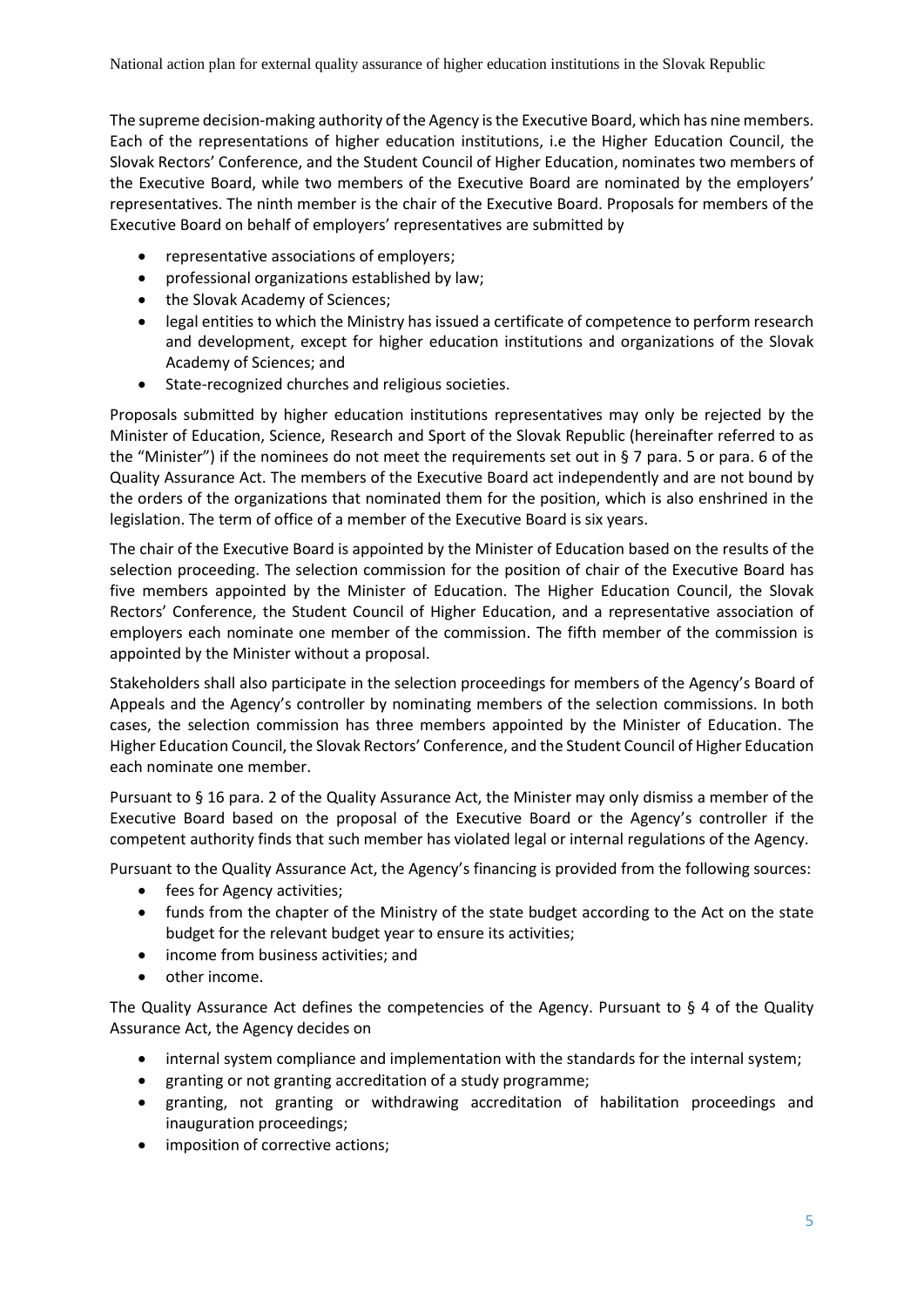The supreme decision-making authority of the Agency is the Executive Board, which has nine members. Each of the representations of higher education institutions, i.e the Higher Education Council, the Slovak Rectors' Conference, and the Student Council of Higher Education, nominates two members of the Executive Board, while two members of the Executive Board are nominated by the employers' representatives. The ninth member is the chair of the Executive Board. Proposals for members of the Executive Board on behalf of employers' representatives are submitted by

- representative associations of employers;
- professional organizations established by law;
- the Slovak Academy of Sciences;
- legal entities to which the Ministry has issued a certificate of competence to perform research and development, except for higher education institutions and organizations of the Slovak Academy of Sciences; and
- State-recognized churches and religious societies.

Proposals submitted by higher education institutions representatives may only be rejected by the Minister of Education, Science, Research and Sport of the Slovak Republic (hereinafter referred to as the "Minister") if the nominees do not meet the requirements set out in § 7 para. 5 or para. 6 of the Quality Assurance Act. The members of the Executive Board act independently and are not bound by the orders of the organizations that nominated them for the position, which is also enshrined in the legislation. The term of office of a member of the Executive Board is six years.

The chair of the Executive Board is appointed by the Minister of Education based on the results of the selection proceeding. The selection commission for the position of chair of the Executive Board has five members appointed by the Minister of Education. The Higher Education Council, the Slovak Rectors' Conference, the Student Council of Higher Education, and a representative association of employers each nominate one member of the commission. The fifth member of the commission is appointed by the Minister without a proposal.

Stakeholders shall also participate in the selection proceedings for members of the Agency's Board of Appeals and the Agency's controller by nominating members of the selection commissions. In both cases, the selection commission has three members appointed by the Minister of Education. The Higher Education Council, the Slovak Rectors' Conference, and the Student Council of Higher Education each nominate one member.

Pursuant to § 16 para. 2 of the Quality Assurance Act, the Minister may only dismiss a member of the Executive Board based on the proposal of the Executive Board or the Agency's controller if the competent authority finds that such member has violated legal or internal regulations of the Agency.

Pursuant to the Quality Assurance Act, the Agency's financing is provided from the following sources:

- fees for Agency activities;
- funds from the chapter of the Ministry of the state budget according to the Act on the state budget for the relevant budget year to ensure its activities;
- income from business activities; and
- other income.

The Quality Assurance Act defines the competencies of the Agency. Pursuant to § 4 of the Quality Assurance Act, the Agency decides on

- internal system compliance and implementation with the standards for the internal system;
- granting or not granting accreditation of a study programme;
- granting, not granting or withdrawing accreditation of habilitation proceedings and inauguration proceedings;
- imposition of corrective actions;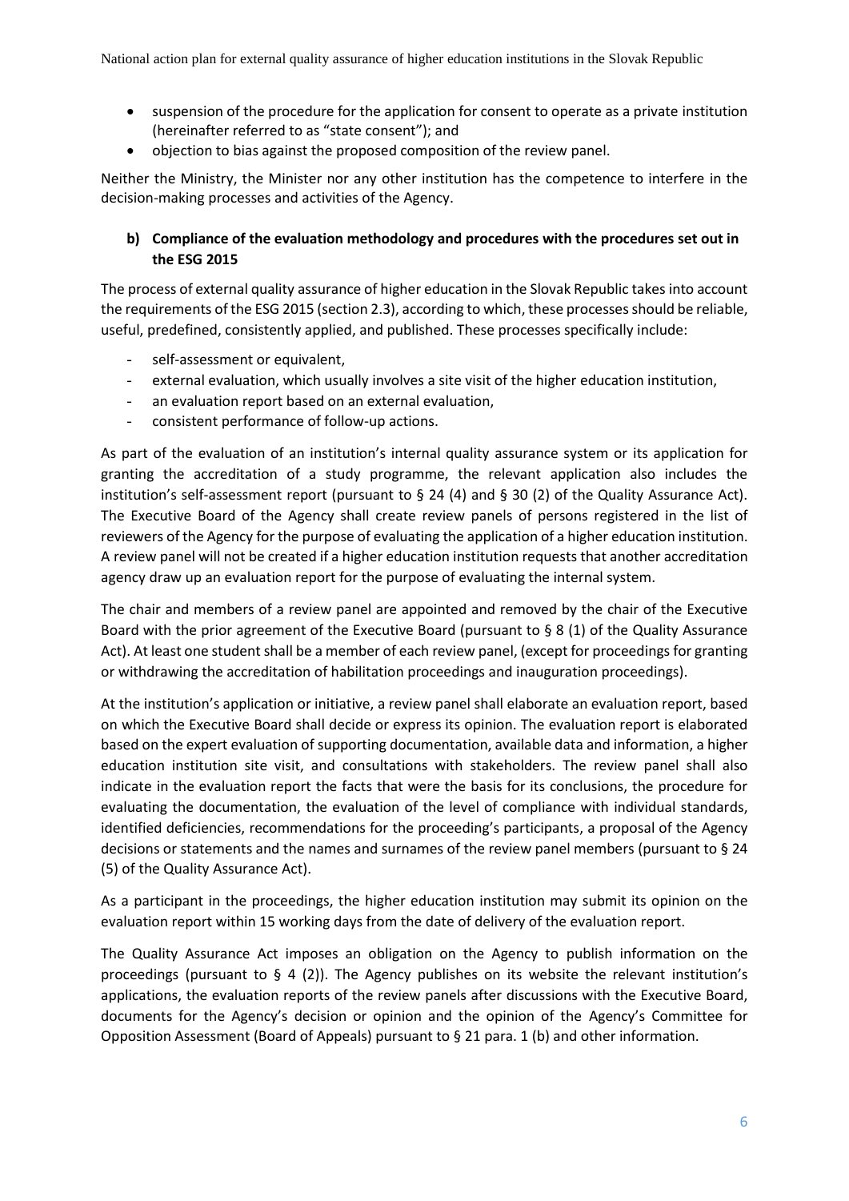- suspension of the procedure for the application for consent to operate as a private institution (hereinafter referred to as "state consent"); and
- objection to bias against the proposed composition of the review panel.

Neither the Ministry, the Minister nor any other institution has the competence to interfere in the decision-making processes and activities of the Agency.

### b) Compliance of the evaluation methodology and procedures with the procedures set out in the ESG 2015

The process of external quality assurance of higher education in the Slovak Republic takes into account the requirements of the ESG 2015 (section 2.3), according to which, these processes should be reliable, useful, predefined, consistently applied, and published. These processes specifically include:

- self-assessment or equivalent,
- external evaluation, which usually involves a site visit of the higher education institution,
- an evaluation report based on an external evaluation,
- consistent performance of follow-up actions.

As part of the evaluation of an institution's internal quality assurance system or its application for granting the accreditation of a study programme, the relevant application also includes the institution's self-assessment report (pursuant to § 24 (4) and § 30 (2) of the Quality Assurance Act). The Executive Board of the Agency shall create review panels of persons registered in the list of reviewers of the Agency for the purpose of evaluating the application of a higher education institution. A review panel will not be created if a higher education institution requests that another accreditation agency draw up an evaluation report for the purpose of evaluating the internal system.

The chair and members of a review panel are appointed and removed by the chair of the Executive Board with the prior agreement of the Executive Board (pursuant to § 8 (1) of the Quality Assurance Act). At least one student shall be a member of each review panel, (except for proceedings for granting or withdrawing the accreditation of habilitation proceedings and inauguration proceedings).

At the institution's application or initiative, a review panel shall elaborate an evaluation report, based on which the Executive Board shall decide or express its opinion. The evaluation report is elaborated based on the expert evaluation of supporting documentation, available data and information, a higher education institution site visit, and consultations with stakeholders. The review panel shall also indicate in the evaluation report the facts that were the basis for its conclusions, the procedure for evaluating the documentation, the evaluation of the level of compliance with individual standards, identified deficiencies, recommendations for the proceeding's participants, a proposal of the Agency decisions or statements and the names and surnames of the review panel members (pursuant to § 24 (5) of the Quality Assurance Act).

As a participant in the proceedings, the higher education institution may submit its opinion on the evaluation report within 15 working days from the date of delivery of the evaluation report.

The Quality Assurance Act imposes an obligation on the Agency to publish information on the proceedings (pursuant to § 4 (2)). The Agency publishes on its website the relevant institution's applications, the evaluation reports of the review panels after discussions with the Executive Board, documents for the Agency's decision or opinion and the opinion of the Agency's Committee for Opposition Assessment (Board of Appeals) pursuant to § 21 para. 1 (b) and other information.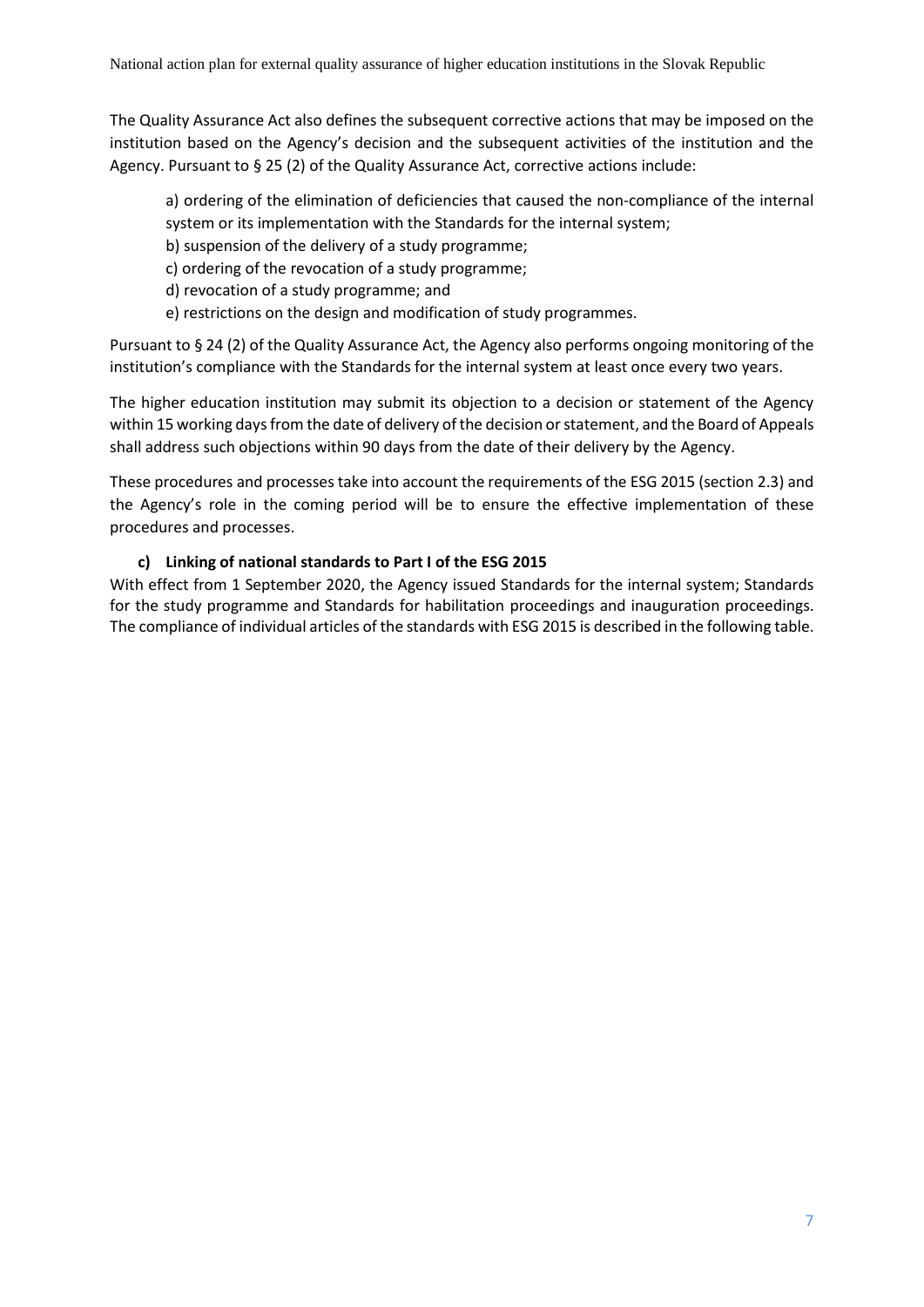The Quality Assurance Act also defines the subsequent corrective actions that may be imposed on the institution based on the Agency's decision and the subsequent activities of the institution and the Agency. Pursuant to § 25 (2) of the Quality Assurance Act, corrective actions include:

a) ordering of the elimination of deficiencies that caused the non-compliance of the internal system or its implementation with the Standards for the internal system;
b) suspension of the delivery of a study programme;
c) ordering of the revocation of a study programme;
d) revocation of a study programme; and
e) restrictions on the design and modification of study programmes.

Pursuant to § 24 (2) of the Quality Assurance Act, the Agency also performs ongoing monitoring of the institution's compliance with the Standards for the internal system at least once every two years.

The higher education institution may submit its objection to a decision or statement of the Agency within 15 working days from the date of delivery of the decision or statement, and the Board of Appeals shall address such objections within 90 days from the date of their delivery by the Agency.

These procedures and processes take into account the requirements of the ESG 2015 (section 2.3) and the Agency's role in the coming period will be to ensure the effective implementation of these procedures and processes.

### c) Linking of national standards to Part I of the ESG 2015

With effect from 1 September 2020, the Agency issued Standards for the internal system; Standards for the study programme and Standards for habilitation proceedings and inauguration proceedings. The compliance of individual articles of the standards with ESG 2015 is described in the following table.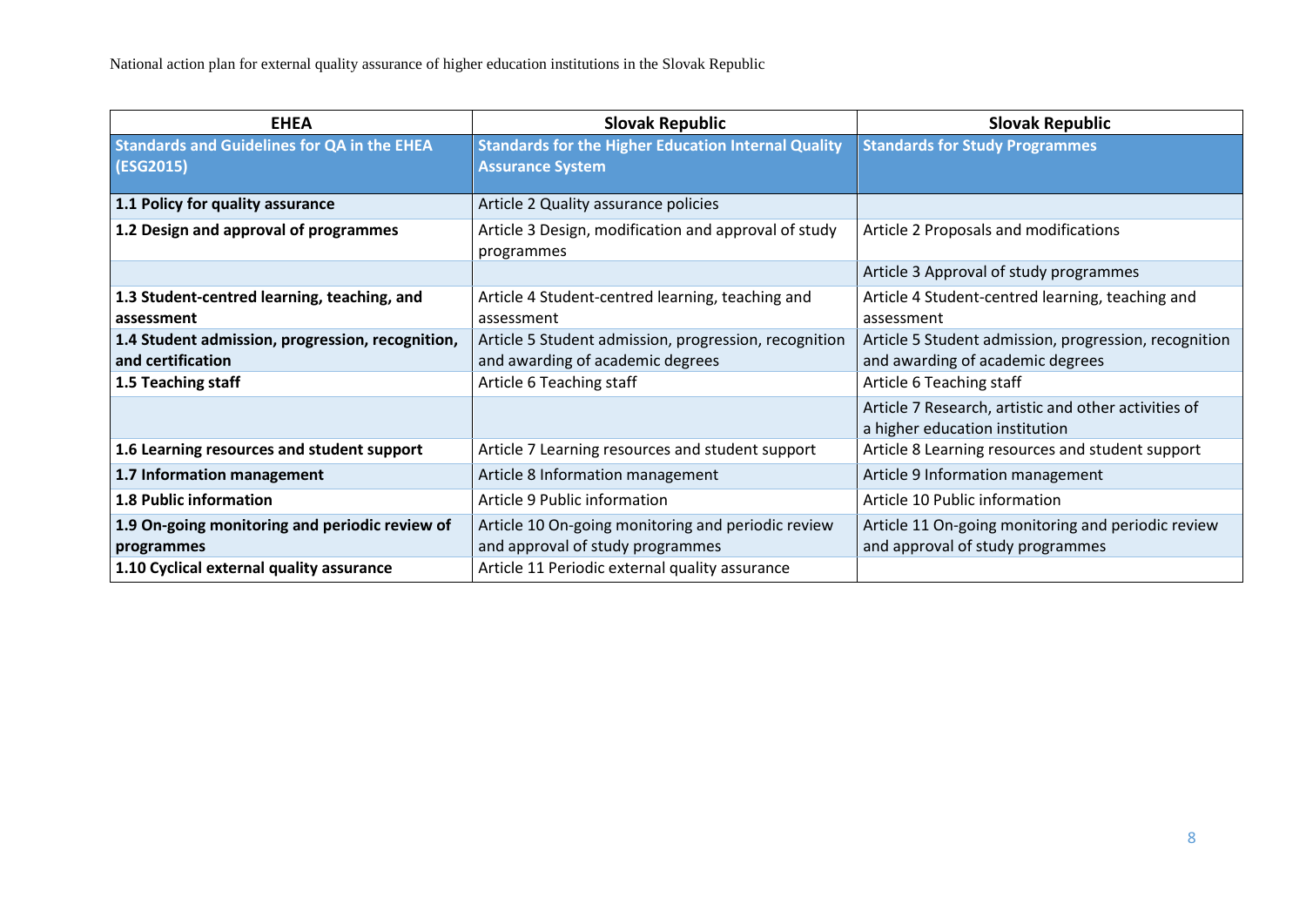| EHEA | Slovak Republic | Slovak Republic |
|---|---|---|
| **Standards and Guidelines for QA in the EHEA (ESG2015)** | **Standards for the Higher Education Internal Quality Assurance System** | **Standards for Study Programmes** |
| **1.1 Policy for quality assurance** | Article 2 Quality assurance policies | |
| **1.2 Design and approval of programmes** | Article 3 Design, modification and approval of study programmes | Article 2 Proposals and modifications |
| | | Article 3 Approval of study programmes |
| **1.3 Student-centred learning, teaching, and assessment** | Article 4 Student-centred learning, teaching and assessment | Article 4 Student-centred learning, teaching and assessment |
| **1.4 Student admission, progression, recognition, and certification** | Article 5 Student admission, progression, recognition and awarding of academic degrees | Article 5 Student admission, progression, recognition and awarding of academic degrees |
| **1.5 Teaching staff** | Article 6 Teaching staff | Article 6 Teaching staff |
| | | Article 7 Research, artistic and other activities of a higher education institution |
| **1.6 Learning resources and student support** | Article 7 Learning resources and student support | Article 8 Learning resources and student support |
| **1.7 Information management** | Article 8 Information management | Article 9 Information management |
| **1.8 Public information** | Article 9 Public information | Article 10 Public information |
| **1.9 On-going monitoring and periodic review of programmes** | Article 10 On-going monitoring and periodic review and approval of study programmes | Article 11 On-going monitoring and periodic review and approval of study programmes |
| **1.10 Cyclical external quality assurance** | Article 11 Periodic external quality assurance | |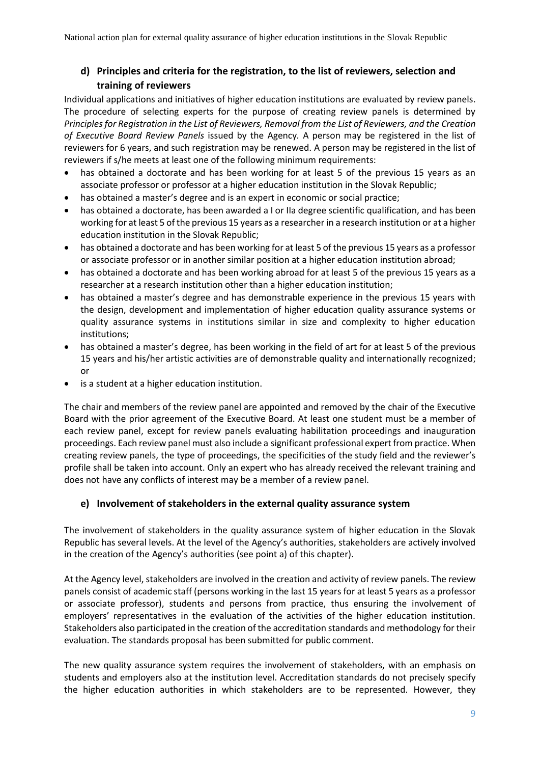### d) Principles and criteria for the registration, to the list of reviewers, selection and training of reviewers

Individual applications and initiatives of higher education institutions are evaluated by review panels. The procedure of selecting experts for the purpose of creating review panels is determined by *Principles for Registration in the List of Reviewers, Removal from the List of Reviewers, and the Creation of Executive Board Review Panels* issued by the Agency. A person may be registered in the list of reviewers for 6 years, and such registration may be renewed. A person may be registered in the list of reviewers if s/he meets at least one of the following minimum requirements:

- has obtained a doctorate and has been working for at least 5 of the previous 15 years as an associate professor or professor at a higher education institution in the Slovak Republic;
- has obtained a master's degree and is an expert in economic or social practice;
- has obtained a doctorate, has been awarded a I or IIa degree scientific qualification, and has been working for at least 5 of the previous 15 years as a researcher in a research institution or at a higher education institution in the Slovak Republic;
- has obtained a doctorate and has been working for at least 5 of the previous 15 years as a professor or associate professor or in another similar position at a higher education institution abroad;
- has obtained a doctorate and has been working abroad for at least 5 of the previous 15 years as a researcher at a research institution other than a higher education institution;
- has obtained a master's degree and has demonstrable experience in the previous 15 years with the design, development and implementation of higher education quality assurance systems or quality assurance systems in institutions similar in size and complexity to higher education institutions;
- has obtained a master's degree, has been working in the field of art for at least 5 of the previous 15 years and his/her artistic activities are of demonstrable quality and internationally recognized; or
- is a student at a higher education institution.

The chair and members of the review panel are appointed and removed by the chair of the Executive Board with the prior agreement of the Executive Board. At least one student must be a member of each review panel, except for review panels evaluating habilitation proceedings and inauguration proceedings. Each review panel must also include a significant professional expert from practice. When creating review panels, the type of proceedings, the specificities of the study field and the reviewer's profile shall be taken into account. Only an expert who has already received the relevant training and does not have any conflicts of interest may be a member of a review panel.

### e) Involvement of stakeholders in the external quality assurance system

The involvement of stakeholders in the quality assurance system of higher education in the Slovak Republic has several levels. At the level of the Agency's authorities, stakeholders are actively involved in the creation of the Agency's authorities (see point a) of this chapter).

At the Agency level, stakeholders are involved in the creation and activity of review panels. The review panels consist of academic staff (persons working in the last 15 years for at least 5 years as a professor or associate professor), students and persons from practice, thus ensuring the involvement of employers' representatives in the evaluation of the activities of the higher education institution. Stakeholders also participated in the creation of the accreditation standards and methodology for their evaluation. The standards proposal has been submitted for public comment.

The new quality assurance system requires the involvement of stakeholders, with an emphasis on students and employers also at the institution level. Accreditation standards do not precisely specify the higher education authorities in which stakeholders are to be represented. However, they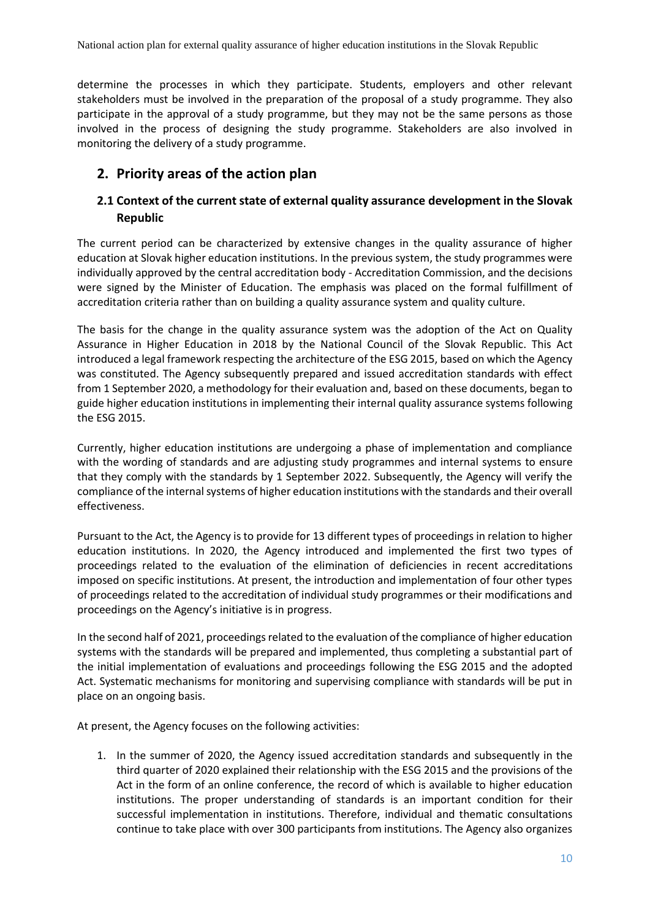determine the processes in which they participate. Students, employers and other relevant stakeholders must be involved in the preparation of the proposal of a study programme. They also participate in the approval of a study programme, but they may not be the same persons as those involved in the process of designing the study programme. Stakeholders are also involved in monitoring the delivery of a study programme.

## 2. Priority areas of the action plan

### 2.1 Context of the current state of external quality assurance development in the Slovak Republic

The current period can be characterized by extensive changes in the quality assurance of higher education at Slovak higher education institutions. In the previous system, the study programmes were individually approved by the central accreditation body - Accreditation Commission, and the decisions were signed by the Minister of Education. The emphasis was placed on the formal fulfillment of accreditation criteria rather than on building a quality assurance system and quality culture.

The basis for the change in the quality assurance system was the adoption of the Act on Quality Assurance in Higher Education in 2018 by the National Council of the Slovak Republic. This Act introduced a legal framework respecting the architecture of the ESG 2015, based on which the Agency was constituted. The Agency subsequently prepared and issued accreditation standards with effect from 1 September 2020, a methodology for their evaluation and, based on these documents, began to guide higher education institutions in implementing their internal quality assurance systems following the ESG 2015.

Currently, higher education institutions are undergoing a phase of implementation and compliance with the wording of standards and are adjusting study programmes and internal systems to ensure that they comply with the standards by 1 September 2022. Subsequently, the Agency will verify the compliance of the internal systems of higher education institutions with the standards and their overall effectiveness.

Pursuant to the Act, the Agency is to provide for 13 different types of proceedings in relation to higher education institutions. In 2020, the Agency introduced and implemented the first two types of proceedings related to the evaluation of the elimination of deficiencies in recent accreditations imposed on specific institutions. At present, the introduction and implementation of four other types of proceedings related to the accreditation of individual study programmes or their modifications and proceedings on the Agency's initiative is in progress.

In the second half of 2021, proceedings related to the evaluation of the compliance of higher education systems with the standards will be prepared and implemented, thus completing a substantial part of the initial implementation of evaluations and proceedings following the ESG 2015 and the adopted Act. Systematic mechanisms for monitoring and supervising compliance with standards will be put in place on an ongoing basis.

At present, the Agency focuses on the following activities:

1. In the summer of 2020, the Agency issued accreditation standards and subsequently in the third quarter of 2020 explained their relationship with the ESG 2015 and the provisions of the Act in the form of an online conference, the record of which is available to higher education institutions. The proper understanding of standards is an important condition for their successful implementation in institutions. Therefore, individual and thematic consultations continue to take place with over 300 participants from institutions. The Agency also organizes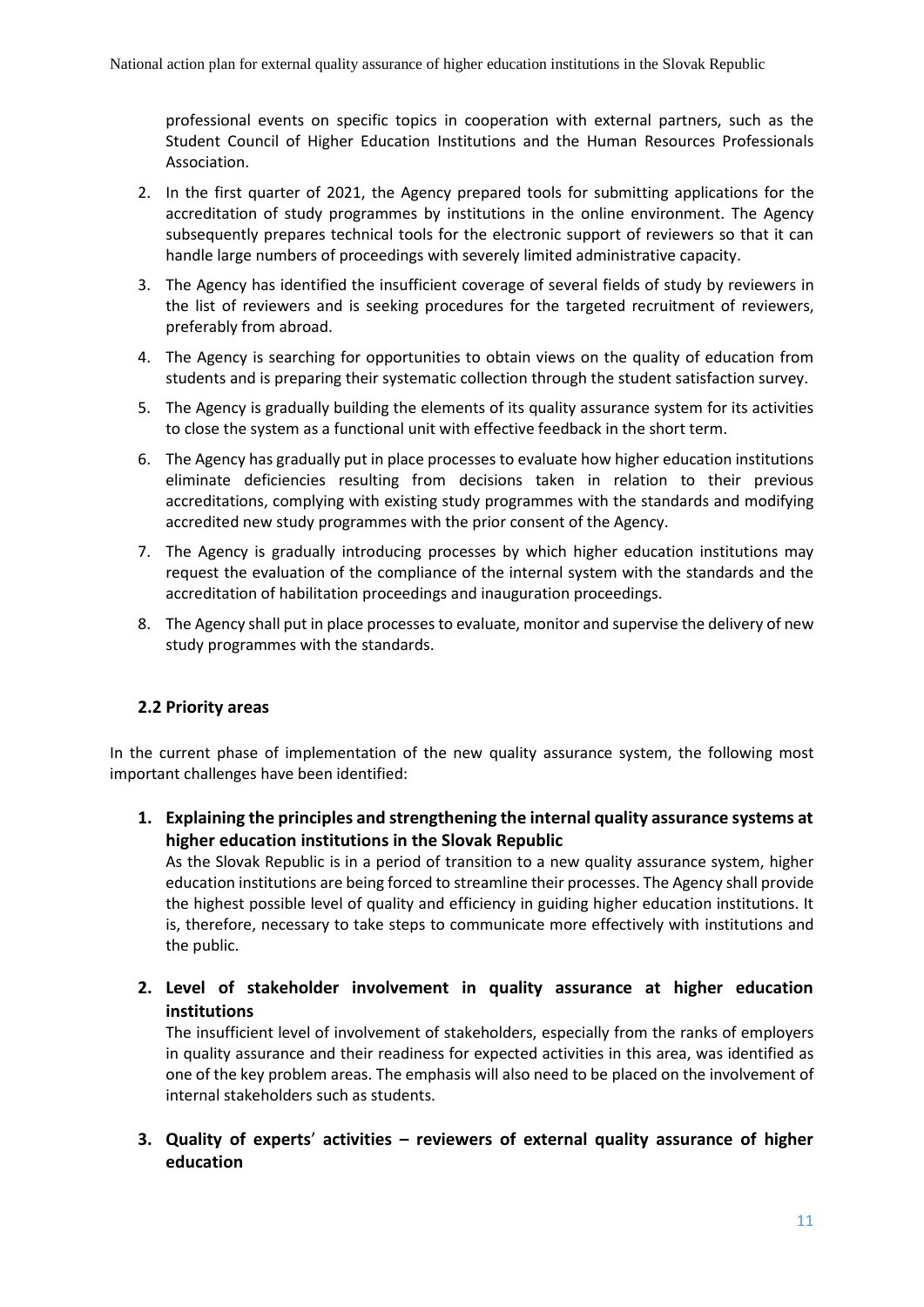professional events on specific topics in cooperation with external partners, such as the Student Council of Higher Education Institutions and the Human Resources Professionals Association.

2. In the first quarter of 2021, the Agency prepared tools for submitting applications for the accreditation of study programmes by institutions in the online environment. The Agency subsequently prepares technical tools for the electronic support of reviewers so that it can handle large numbers of proceedings with severely limited administrative capacity.
3. The Agency has identified the insufficient coverage of several fields of study by reviewers in the list of reviewers and is seeking procedures for the targeted recruitment of reviewers, preferably from abroad.
4. The Agency is searching for opportunities to obtain views on the quality of education from students and is preparing their systematic collection through the student satisfaction survey.
5. The Agency is gradually building the elements of its quality assurance system for its activities to close the system as a functional unit with effective feedback in the short term.
6. The Agency has gradually put in place processes to evaluate how higher education institutions eliminate deficiencies resulting from decisions taken in relation to their previous accreditations, complying with existing study programmes with the standards and modifying accredited new study programmes with the prior consent of the Agency.
7. The Agency is gradually introducing processes by which higher education institutions may request the evaluation of the compliance of the internal system with the standards and the accreditation of habilitation proceedings and inauguration proceedings.
8. The Agency shall put in place processes to evaluate, monitor and supervise the delivery of new study programmes with the standards.

## 2.2 Priority areas

In the current phase of implementation of the new quality assurance system, the following most important challenges have been identified:

1. **Explaining the principles and strengthening the internal quality assurance systems at higher education institutions in the Slovak Republic**
   As the Slovak Republic is in a period of transition to a new quality assurance system, higher education institutions are being forced to streamline their processes. The Agency shall provide the highest possible level of quality and efficiency in guiding higher education institutions. It is, therefore, necessary to take steps to communicate more effectively with institutions and the public.

2. **Level of stakeholder involvement in quality assurance at higher education institutions**
   The insufficient level of involvement of stakeholders, especially from the ranks of employers in quality assurance and their readiness for expected activities in this area, was identified as one of the key problem areas. The emphasis will also need to be placed on the involvement of internal stakeholders such as students.

3. **Quality of experts' activities – reviewers of external quality assurance of higher education**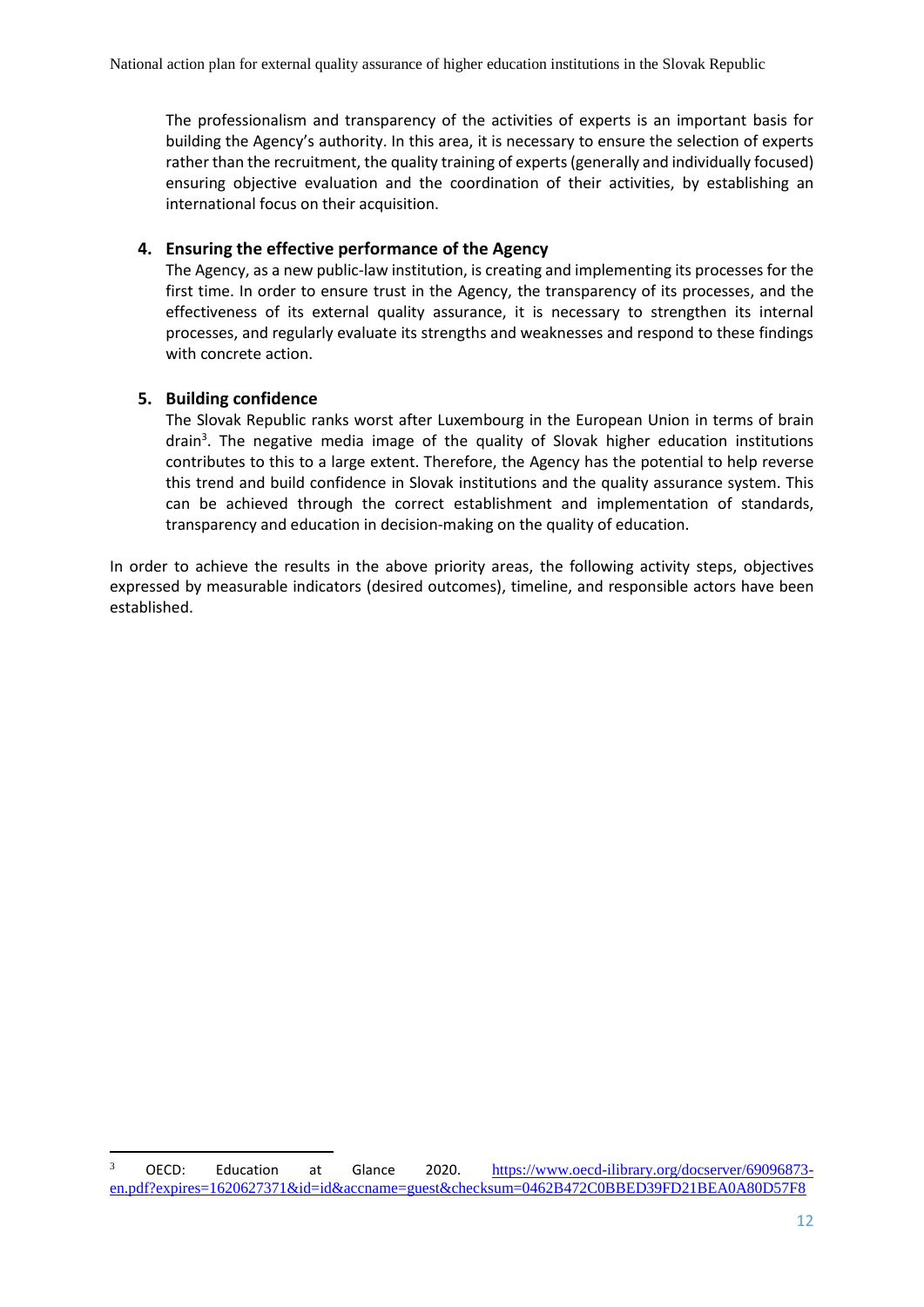The professionalism and transparency of the activities of experts is an important basis for building the Agency's authority. In this area, it is necessary to ensure the selection of experts rather than the recruitment, the quality training of experts (generally and individually focused) ensuring objective evaluation and the coordination of their activities, by establishing an international focus on their acquisition.

4. **Ensuring the effective performance of the Agency**

   The Agency, as a new public-law institution, is creating and implementing its processes for the first time. In order to ensure trust in the Agency, the transparency of its processes, and the effectiveness of its external quality assurance, it is necessary to strengthen its internal processes, and regularly evaluate its strengths and weaknesses and respond to these findings with concrete action.

5. **Building confidence**

   The Slovak Republic ranks worst after Luxembourg in the European Union in terms of brain drain[3]. The negative media image of the quality of Slovak higher education institutions contributes to this to a large extent. Therefore, the Agency has the potential to help reverse this trend and build confidence in Slovak institutions and the quality assurance system. This can be achieved through the correct establishment and implementation of standards, transparency and education in decision-making on the quality of education.

In order to achieve the results in the above priority areas, the following activity steps, objectives expressed by measurable indicators (desired outcomes), timeline, and responsible actors have been established.

---

[3] OECD: Education at Glance 2020. https://www.oecd-ilibrary.org/docserver/69096873-en.pdf?expires=1620627371&id=id&accname=guest&checksum=0462B472C0BBED39FD21BEA0A80D57F8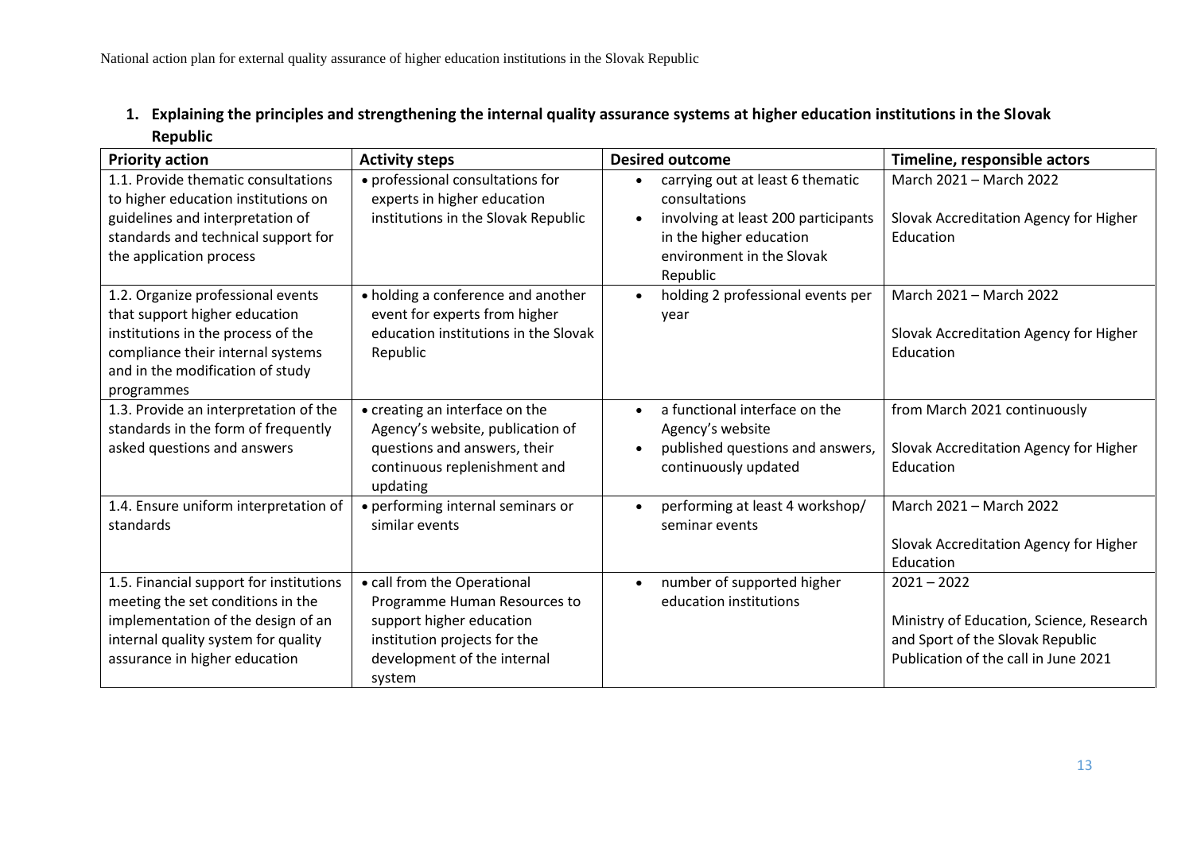## 1. Explaining the principles and strengthening the internal quality assurance systems at higher education institutions in the Slovak Republic

| Priority action | Activity steps | Desired outcome | Timeline, responsible actors |
|---|---|---|---|
| 1.1. Provide thematic consultations to higher education institutions on guidelines and interpretation of standards and technical support for the application process | • professional consultations for experts in higher education institutions in the Slovak Republic | • carrying out at least 6 thematic consultations<br>• involving at least 200 participants in the higher education environment in the Slovak Republic | March 2021 – March 2022<br><br>Slovak Accreditation Agency for Higher Education |
| 1.2. Organize professional events that support higher education institutions in the process of the compliance their internal systems and in the modification of study programmes | • holding a conference and another event for experts from higher education institutions in the Slovak Republic | • holding 2 professional events per year | March 2021 – March 2022<br><br>Slovak Accreditation Agency for Higher Education |
| 1.3. Provide an interpretation of the standards in the form of frequently asked questions and answers | • creating an interface on the Agency's website, publication of questions and answers, their continuous replenishment and updating | • a functional interface on the Agency's website<br>• published questions and answers, continuously updated | from March 2021 continuously<br><br>Slovak Accreditation Agency for Higher Education |
| 1.4. Ensure uniform interpretation of standards | • performing internal seminars or similar events | • performing at least 4 workshop/ seminar events | March 2021 – March 2022<br><br>Slovak Accreditation Agency for Higher Education |
| 1.5. Financial support for institutions meeting the set conditions in the implementation of the design of an internal quality system for quality assurance in higher education | • call from the Operational Programme Human Resources to support higher education institution projects for the development of the internal system | • number of supported higher education institutions | 2021 – 2022<br><br>Ministry of Education, Science, Research and Sport of the Slovak Republic<br>Publication of the call in June 2021 |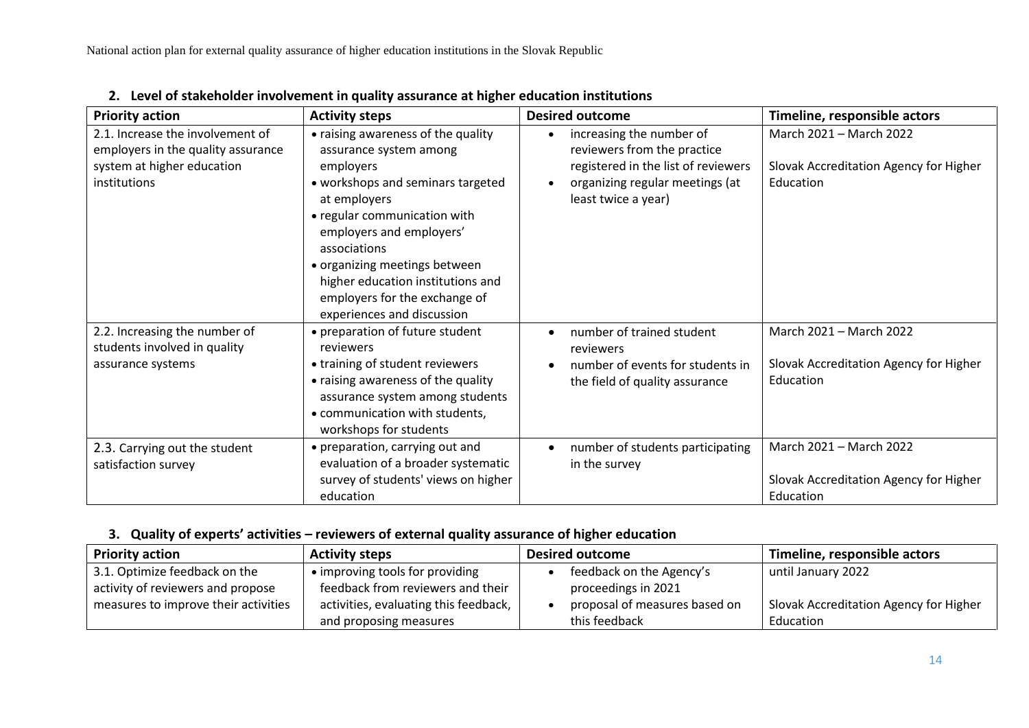## 2. Level of stakeholder involvement in quality assurance at higher education institutions

| Priority action | Activity steps | Desired outcome | Timeline, responsible actors |
|---|---|---|---|
| 2.1. Increase the involvement of employers in the quality assurance system at higher education institutions | • raising awareness of the quality assurance system among employers<br>• workshops and seminars targeted at employers<br>• regular communication with employers and employers' associations<br>• organizing meetings between higher education institutions and employers for the exchange of experiences and discussion | • increasing the number of reviewers from the practice registered in the list of reviewers<br>• organizing regular meetings (at least twice a year) | March 2021 – March 2022<br><br>Slovak Accreditation Agency for Higher Education |
| 2.2. Increasing the number of students involved in quality assurance systems | • preparation of future student reviewers<br>• training of student reviewers<br>• raising awareness of the quality assurance system among students<br>• communication with students, workshops for students | • number of trained student reviewers<br>• number of events for students in the field of quality assurance | March 2021 – March 2022<br><br>Slovak Accreditation Agency for Higher Education |
| 2.3. Carrying out the student satisfaction survey | • preparation, carrying out and evaluation of a broader systematic survey of students' views on higher education | • number of students participating in the survey | March 2021 – March 2022<br><br>Slovak Accreditation Agency for Higher Education |

## 3. Quality of experts' activities – reviewers of external quality assurance of higher education

| Priority action | Activity steps | Desired outcome | Timeline, responsible actors |
|---|---|---|---|
| 3.1. Optimize feedback on the activity of reviewers and propose measures to improve their activities | • improving tools for providing feedback from reviewers and their activities, evaluating this feedback, and proposing measures | • feedback on the Agency's proceedings in 2021<br>• proposal of measures based on this feedback | until January 2022<br><br>Slovak Accreditation Agency for Higher Education |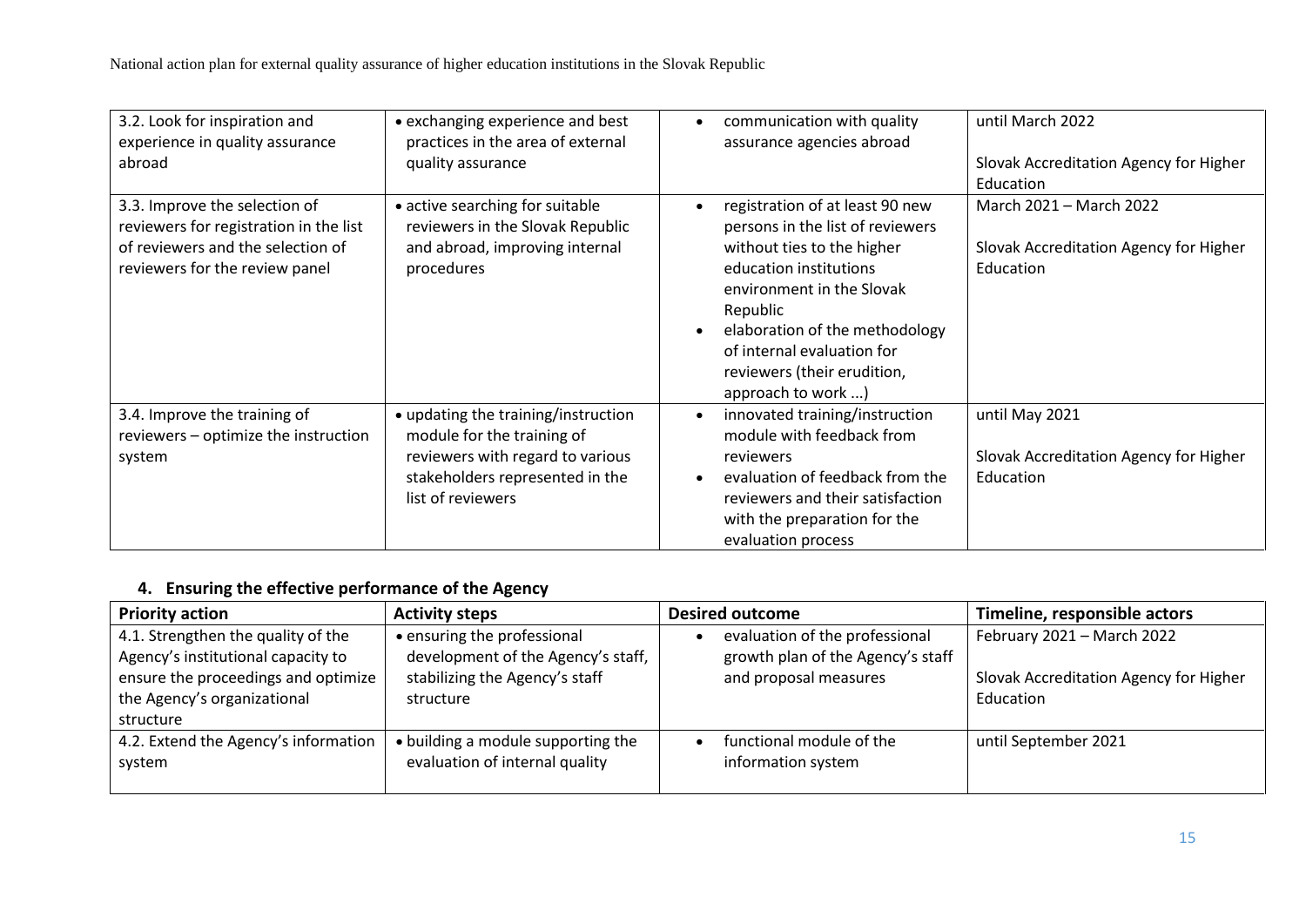| | | | |
|---|---|---|---|
| 3.2. Look for inspiration and experience in quality assurance abroad | • exchanging experience and best practices in the area of external quality assurance | • communication with quality assurance agencies abroad | until March 2022<br><br>Slovak Accreditation Agency for Higher Education |
| 3.3. Improve the selection of reviewers for registration in the list of reviewers and the selection of reviewers for the review panel | • active searching for suitable reviewers in the Slovak Republic and abroad, improving internal procedures | • registration of at least 90 new persons in the list of reviewers without ties to the higher education institutions environment in the Slovak Republic<br>• elaboration of the methodology of internal evaluation for reviewers (their erudition, approach to work ...) | March 2021 – March 2022<br><br>Slovak Accreditation Agency for Higher Education |
| 3.4. Improve the training of reviewers – optimize the instruction system | • updating the training/instruction module for the training of reviewers with regard to various stakeholders represented in the list of reviewers | • innovated training/instruction module with feedback from reviewers<br>• evaluation of feedback from the reviewers and their satisfaction with the preparation for the evaluation process | until May 2021<br><br>Slovak Accreditation Agency for Higher Education |

### 4. Ensuring the effective performance of the Agency

| Priority action | Activity steps | Desired outcome | Timeline, responsible actors |
|---|---|---|---|
| 4.1. Strengthen the quality of the Agency's institutional capacity to ensure the proceedings and optimize the Agency's organizational structure | • ensuring the professional development of the Agency's staff, stabilizing the Agency's staff structure | • evaluation of the professional growth plan of the Agency's staff and proposal measures | February 2021 – March 2022<br><br>Slovak Accreditation Agency for Higher Education |
| 4.2. Extend the Agency's information system | • building a module supporting the evaluation of internal quality | • functional module of the information system | until September 2021 |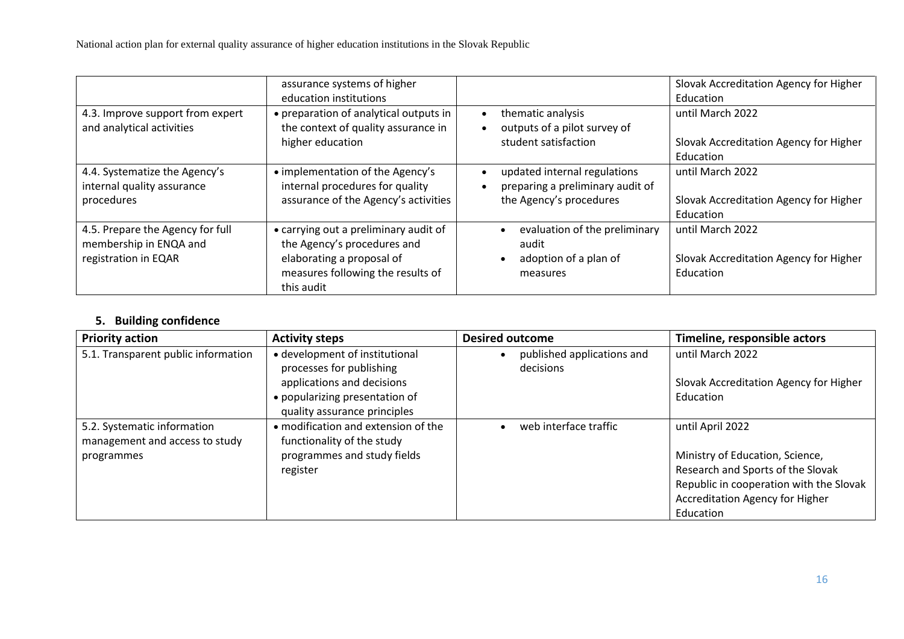|  | assurance systems of higher education institutions |  | Slovak Accreditation Agency for Higher Education |
|---|---|---|---|
| 4.3. Improve support from expert and analytical activities | • preparation of analytical outputs in the context of quality assurance in higher education | • thematic analysis<br>• outputs of a pilot survey of student satisfaction | until March 2022<br><br>Slovak Accreditation Agency for Higher Education |
| 4.4. Systematize the Agency's internal quality assurance procedures | • implementation of the Agency's internal procedures for quality assurance of the Agency's activities | • updated internal regulations<br>• preparing a preliminary audit of the Agency's procedures | until March 2022<br><br>Slovak Accreditation Agency for Higher Education |
| 4.5. Prepare the Agency for full membership in ENQA and registration in EQAR | • carrying out a preliminary audit of the Agency's procedures and elaborating a proposal of measures following the results of this audit | • evaluation of the preliminary audit<br>• adoption of a plan of measures | until March 2022<br><br>Slovak Accreditation Agency for Higher Education |

## 5. Building confidence

| Priority action | Activity steps | Desired outcome | Timeline, responsible actors |
|---|---|---|---|
| 5.1. Transparent public information | • development of institutional processes for publishing applications and decisions<br>• popularizing presentation of quality assurance principles | • published applications and decisions | until March 2022<br><br>Slovak Accreditation Agency for Higher Education |
| 5.2. Systematic information management and access to study programmes | • modification and extension of the functionality of the study programmes and study fields register | • web interface traffic | until April 2022<br><br>Ministry of Education, Science, Research and Sports of the Slovak Republic in cooperation with the Slovak Accreditation Agency for Higher Education |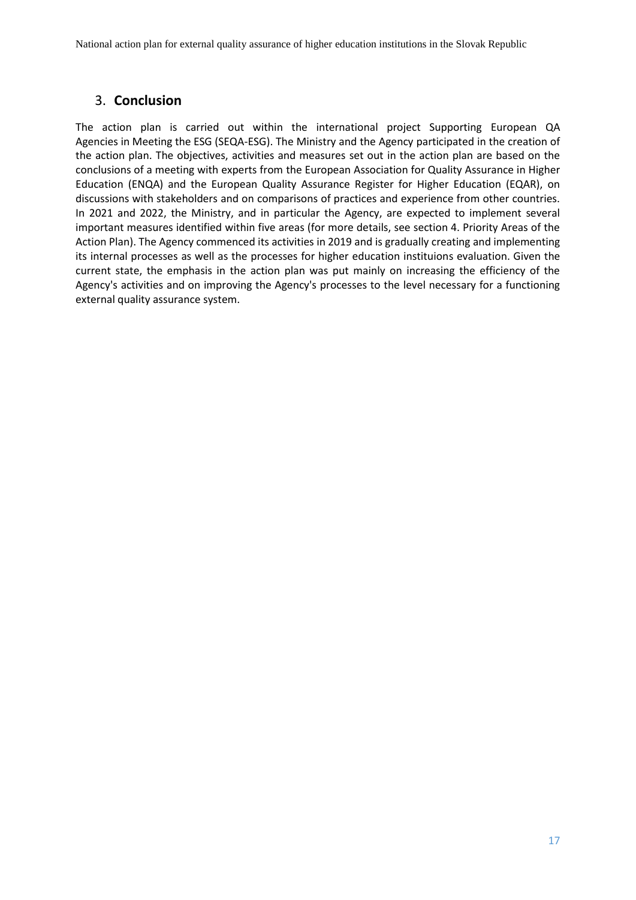## 3. **Conclusion**

The action plan is carried out within the international project Supporting European QA Agencies in Meeting the ESG (SEQA-ESG). The Ministry and the Agency participated in the creation of the action plan. The objectives, activities and measures set out in the action plan are based on the conclusions of a meeting with experts from the European Association for Quality Assurance in Higher Education (ENQA) and the European Quality Assurance Register for Higher Education (EQAR), on discussions with stakeholders and on comparisons of practices and experience from other countries. In 2021 and 2022, the Ministry, and in particular the Agency, are expected to implement several important measures identified within five areas (for more details, see section 4. Priority Areas of the Action Plan). The Agency commenced its activities in 2019 and is gradually creating and implementing its internal processes as well as the processes for higher education instituions evaluation. Given the current state, the emphasis in the action plan was put mainly on increasing the efficiency of the Agency's activities and on improving the Agency's processes to the level necessary for a functioning external quality assurance system.